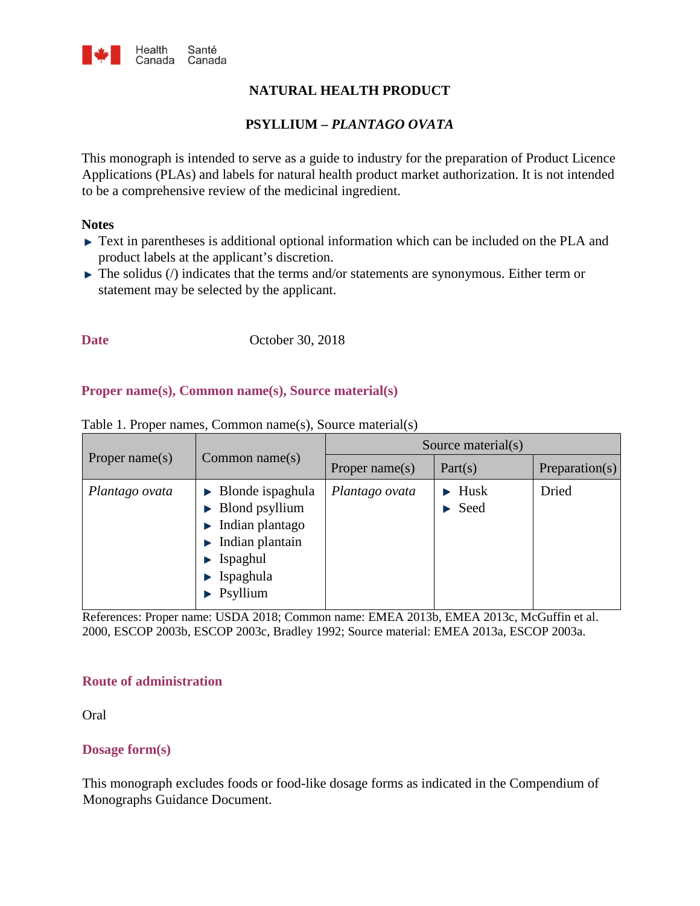Health Canada Santé Canada

# NATURAL HEALTH PRODUCT

## PSYLLIUM – *PLANTAGO OVATA*

This monograph is intended to serve as a guide to industry for the preparation of Product Licence Applications (PLAs) and labels for natural health product market authorization. It is not intended to be a comprehensive review of the medicinal ingredient.

**Notes**

- Text in parentheses is additional optional information which can be included on the PLA and product labels at the applicant's discretion.
- The solidus (/) indicates that the terms and/or statements are synonymous. Either term or statement may be selected by the applicant.

**Date** October 30, 2018

### Proper name(s), Common name(s), Source material(s)

Table 1. Proper names, Common name(s), Source material(s)

| Proper name(s) | Common name(s) | Source material(s) | | |
|---|---|---|---|---|
| | | Proper name(s) | Part(s) | Preparation(s) |
| *Plantago ovata* | ▸ Blonde ispaghula<br>▸ Blond psyllium<br>▸ Indian plantago<br>▸ Indian plantain<br>▸ Ispaghul<br>▸ Ispaghula<br>▸ Psyllium | *Plantago ovata* | ▸ Husk<br>▸ Seed | Dried |

References: Proper name: USDA 2018; Common name: EMEA 2013b, EMEA 2013c, McGuffin et al. 2000, ESCOP 2003b, ESCOP 2003c, Bradley 1992; Source material: EMEA 2013a, ESCOP 2003a.

### Route of administration

Oral

### Dosage form(s)

This monograph excludes foods or food-like dosage forms as indicated in the Compendium of Monographs Guidance Document.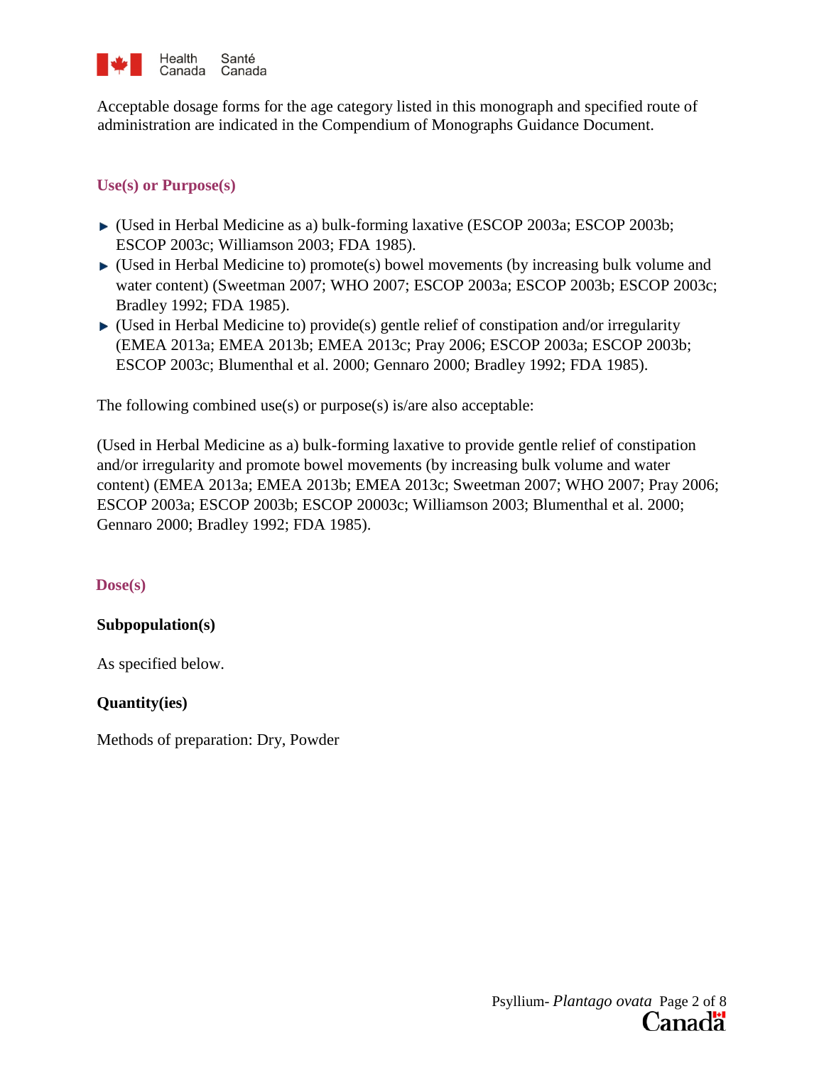Acceptable dosage forms for the age category listed in this monograph and specified route of administration are indicated in the Compendium of Monographs Guidance Document.

## Use(s) or Purpose(s)

- (Used in Herbal Medicine as a) bulk-forming laxative (ESCOP 2003a; ESCOP 2003b; ESCOP 2003c; Williamson 2003; FDA 1985).
- (Used in Herbal Medicine to) promote(s) bowel movements (by increasing bulk volume and water content) (Sweetman 2007; WHO 2007; ESCOP 2003a; ESCOP 2003b; ESCOP 2003c; Bradley 1992; FDA 1985).
- (Used in Herbal Medicine to) provide(s) gentle relief of constipation and/or irregularity (EMEA 2013a; EMEA 2013b; EMEA 2013c; Pray 2006; ESCOP 2003a; ESCOP 2003b; ESCOP 2003c; Blumenthal et al. 2000; Gennaro 2000; Bradley 1992; FDA 1985).

The following combined use(s) or purpose(s) is/are also acceptable:

(Used in Herbal Medicine as a) bulk-forming laxative to provide gentle relief of constipation and/or irregularity and promote bowel movements (by increasing bulk volume and water content) (EMEA 2013a; EMEA 2013b; EMEA 2013c; Sweetman 2007; WHO 2007; Pray 2006; ESCOP 2003a; ESCOP 2003b; ESCOP 20003c; Williamson 2003; Blumenthal et al. 2000; Gennaro 2000; Bradley 1992; FDA 1985).

## Dose(s)

### Subpopulation(s)

As specified below.

### Quantity(ies)

Methods of preparation: Dry, Powder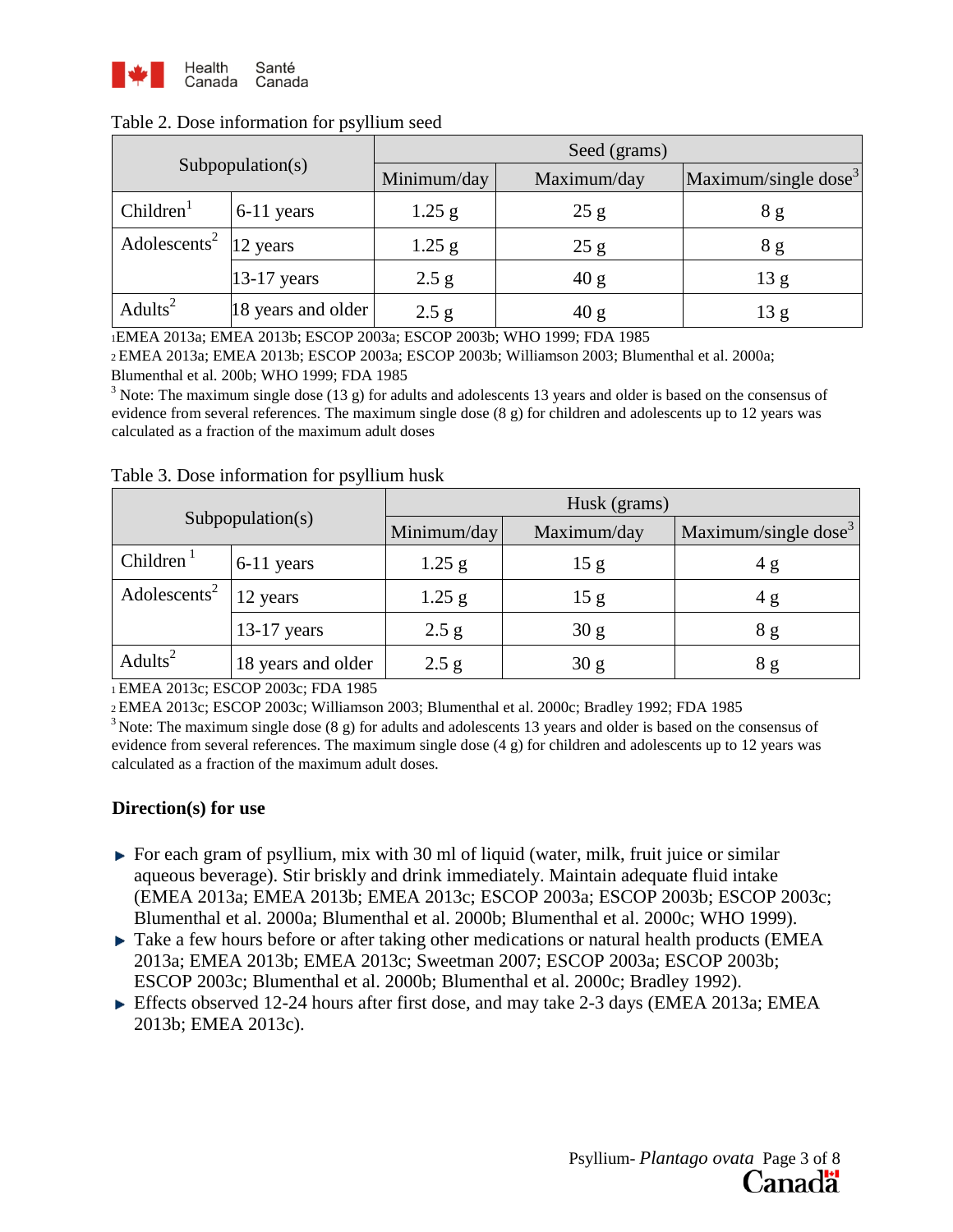Table 2. Dose information for psyllium seed

| Subpopulation(s) | | Seed (grams) | | |
|---|---|---|---|---|
| | | Minimum/day | Maximum/day | Maximum/single dose[3] |
| Children[1] | 6-11 years | 1.25 g | 25 g | 8 g |
| Adolescents[2] | 12 years | 1.25 g | 25 g | 8 g |
| | 13-17 years | 2.5 g | 40 g | 13 g |
| Adults[2] | 18 years and older | 2.5 g | 40 g | 13 g |

1 EMEA 2013a; EMEA 2013b; ESCOP 2003a; ESCOP 2003b; WHO 1999; FDA 1985

2 EMEA 2013a; EMEA 2013b; ESCOP 2003a; ESCOP 2003b; Williamson 2003; Blumenthal et al. 2000a; Blumenthal et al. 200b; WHO 1999; FDA 1985

3 Note: The maximum single dose (13 g) for adults and adolescents 13 years and older is based on the consensus of evidence from several references. The maximum single dose (8 g) for children and adolescents up to 12 years was calculated as a fraction of the maximum adult doses

Table 3. Dose information for psyllium husk

| Subpopulation(s) | | Husk (grams) | | |
|---|---|---|---|---|
| | | Minimum/day | Maximum/day | Maximum/single dose[3] |
| Children[1] | 6-11 years | 1.25 g | 15 g | 4 g |
| Adolescents[2] | 12 years | 1.25 g | 15 g | 4 g |
| | 13-17 years | 2.5 g | 30 g | 8 g |
| Adults[2] | 18 years and older | 2.5 g | 30 g | 8 g |

1 EMEA 2013c; ESCOP 2003c; FDA 1985

2 EMEA 2013c; ESCOP 2003c; Williamson 2003; Blumenthal et al. 2000c; Bradley 1992; FDA 1985

3 Note: The maximum single dose (8 g) for adults and adolescents 13 years and older is based on the consensus of evidence from several references. The maximum single dose (4 g) for children and adolescents up to 12 years was calculated as a fraction of the maximum adult doses.

**Direction(s) for use**

- For each gram of psyllium, mix with 30 ml of liquid (water, milk, fruit juice or similar aqueous beverage). Stir briskly and drink immediately. Maintain adequate fluid intake (EMEA 2013a; EMEA 2013b; EMEA 2013c; ESCOP 2003a; ESCOP 2003b; ESCOP 2003c; Blumenthal et al. 2000a; Blumenthal et al. 2000b; Blumenthal et al. 2000c; WHO 1999).
- Take a few hours before or after taking other medications or natural health products (EMEA 2013a; EMEA 2013b; EMEA 2013c; Sweetman 2007; ESCOP 2003a; ESCOP 2003b; ESCOP 2003c; Blumenthal et al. 2000b; Blumenthal et al. 2000c; Bradley 1992).
- Effects observed 12-24 hours after first dose, and may take 2-3 days (EMEA 2013a; EMEA 2013b; EMEA 2013c).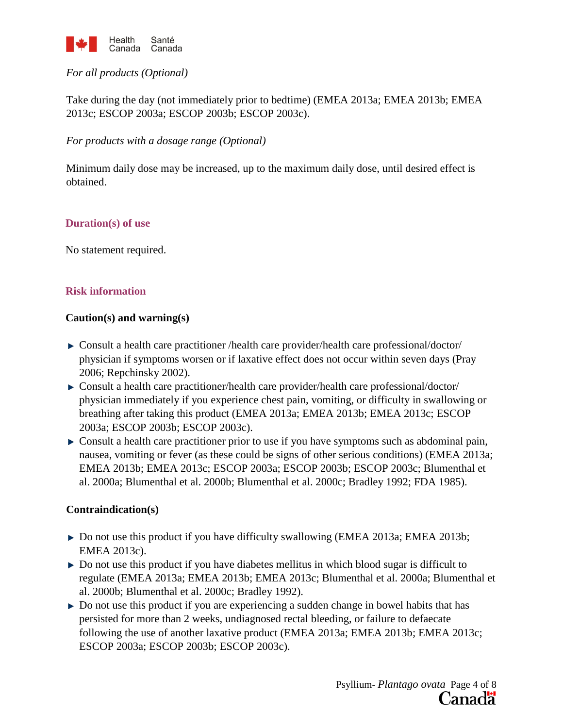*For all products (Optional)*

Take during the day (not immediately prior to bedtime) (EMEA 2013a; EMEA 2013b; EMEA 2013c; ESCOP 2003a; ESCOP 2003b; ESCOP 2003c).

*For products with a dosage range (Optional)*

Minimum daily dose may be increased, up to the maximum daily dose, until desired effect is obtained.

## Duration(s) of use

No statement required.

## Risk information

### Caution(s) and warning(s)

- Consult a health care practitioner /health care provider/health care professional/doctor/ physician if symptoms worsen or if laxative effect does not occur within seven days (Pray 2006; Repchinsky 2002).
- Consult a health care practitioner/health care provider/health care professional/doctor/ physician immediately if you experience chest pain, vomiting, or difficulty in swallowing or breathing after taking this product (EMEA 2013a; EMEA 2013b; EMEA 2013c; ESCOP 2003a; ESCOP 2003b; ESCOP 2003c).
- Consult a health care practitioner prior to use if you have symptoms such as abdominal pain, nausea, vomiting or fever (as these could be signs of other serious conditions) (EMEA 2013a; EMEA 2013b; EMEA 2013c; ESCOP 2003a; ESCOP 2003b; ESCOP 2003c; Blumenthal et al. 2000a; Blumenthal et al. 2000b; Blumenthal et al. 2000c; Bradley 1992; FDA 1985).

### Contraindication(s)

- Do not use this product if you have difficulty swallowing (EMEA 2013a; EMEA 2013b; EMEA 2013c).
- Do not use this product if you have diabetes mellitus in which blood sugar is difficult to regulate (EMEA 2013a; EMEA 2013b; EMEA 2013c; Blumenthal et al. 2000a; Blumenthal et al. 2000b; Blumenthal et al. 2000c; Bradley 1992).
- Do not use this product if you are experiencing a sudden change in bowel habits that has persisted for more than 2 weeks, undiagnosed rectal bleeding, or failure to defaecate following the use of another laxative product (EMEA 2013a; EMEA 2013b; EMEA 2013c; ESCOP 2003a; ESCOP 2003b; ESCOP 2003c).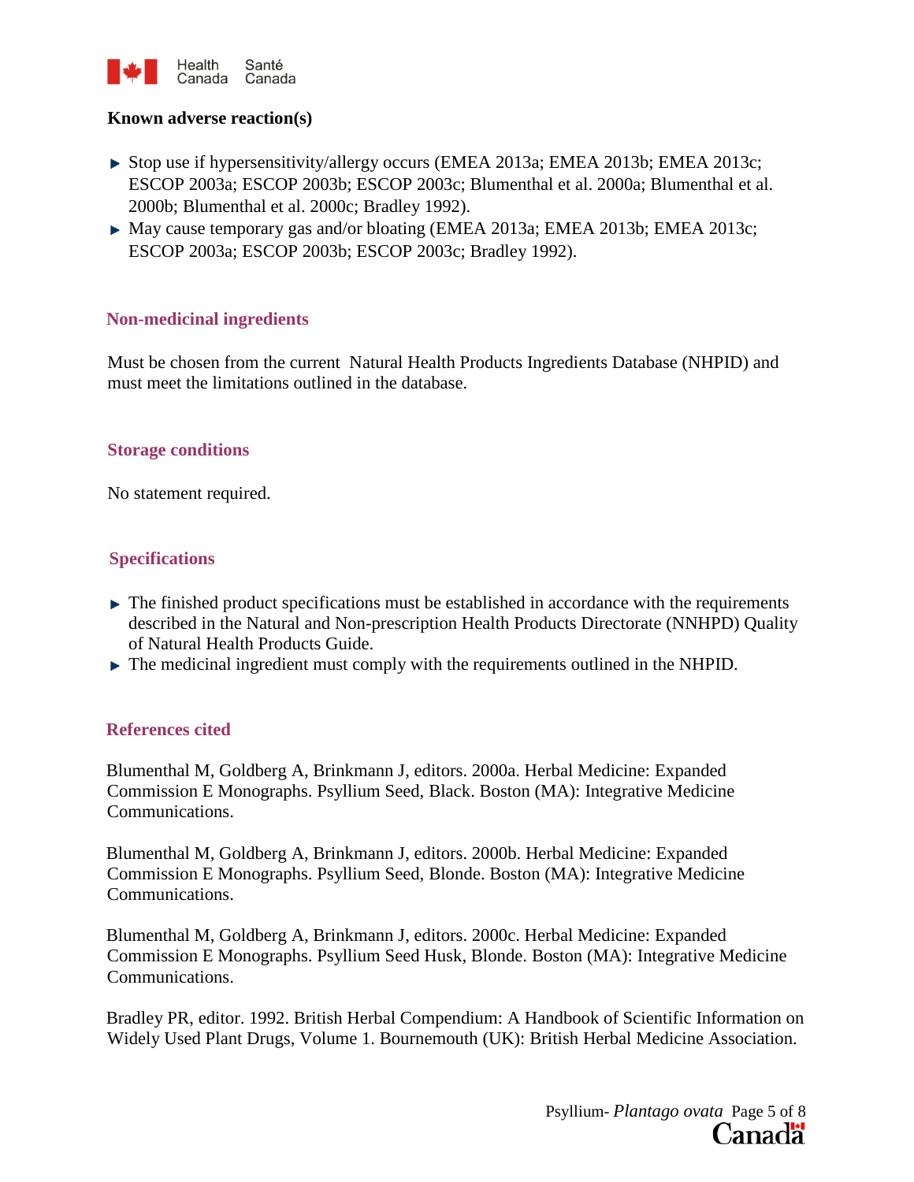**Known adverse reaction(s)**

- Stop use if hypersensitivity/allergy occurs (EMEA 2013a; EMEA 2013b; EMEA 2013c; ESCOP 2003a; ESCOP 2003b; ESCOP 2003c; Blumenthal et al. 2000a; Blumenthal et al. 2000b; Blumenthal et al. 2000c; Bradley 1992).
- May cause temporary gas and/or bloating (EMEA 2013a; EMEA 2013b; EMEA 2013c; ESCOP 2003a; ESCOP 2003b; ESCOP 2003c; Bradley 1992).

## Non-medicinal ingredients

Must be chosen from the current Natural Health Products Ingredients Database (NHPID) and must meet the limitations outlined in the database.

## Storage conditions

No statement required.

## Specifications

- The finished product specifications must be established in accordance with the requirements described in the Natural and Non-prescription Health Products Directorate (NNHPD) Quality of Natural Health Products Guide.
- The medicinal ingredient must comply with the requirements outlined in the NHPID.

## References cited

Blumenthal M, Goldberg A, Brinkmann J, editors. 2000a. Herbal Medicine: Expanded Commission E Monographs. Psyllium Seed, Black. Boston (MA): Integrative Medicine Communications.

Blumenthal M, Goldberg A, Brinkmann J, editors. 2000b. Herbal Medicine: Expanded Commission E Monographs. Psyllium Seed, Blonde. Boston (MA): Integrative Medicine Communications.

Blumenthal M, Goldberg A, Brinkmann J, editors. 2000c. Herbal Medicine: Expanded Commission E Monographs. Psyllium Seed Husk, Blonde. Boston (MA): Integrative Medicine Communications.

Bradley PR, editor. 1992. British Herbal Compendium: A Handbook of Scientific Information on Widely Used Plant Drugs, Volume 1. Bournemouth (UK): British Herbal Medicine Association.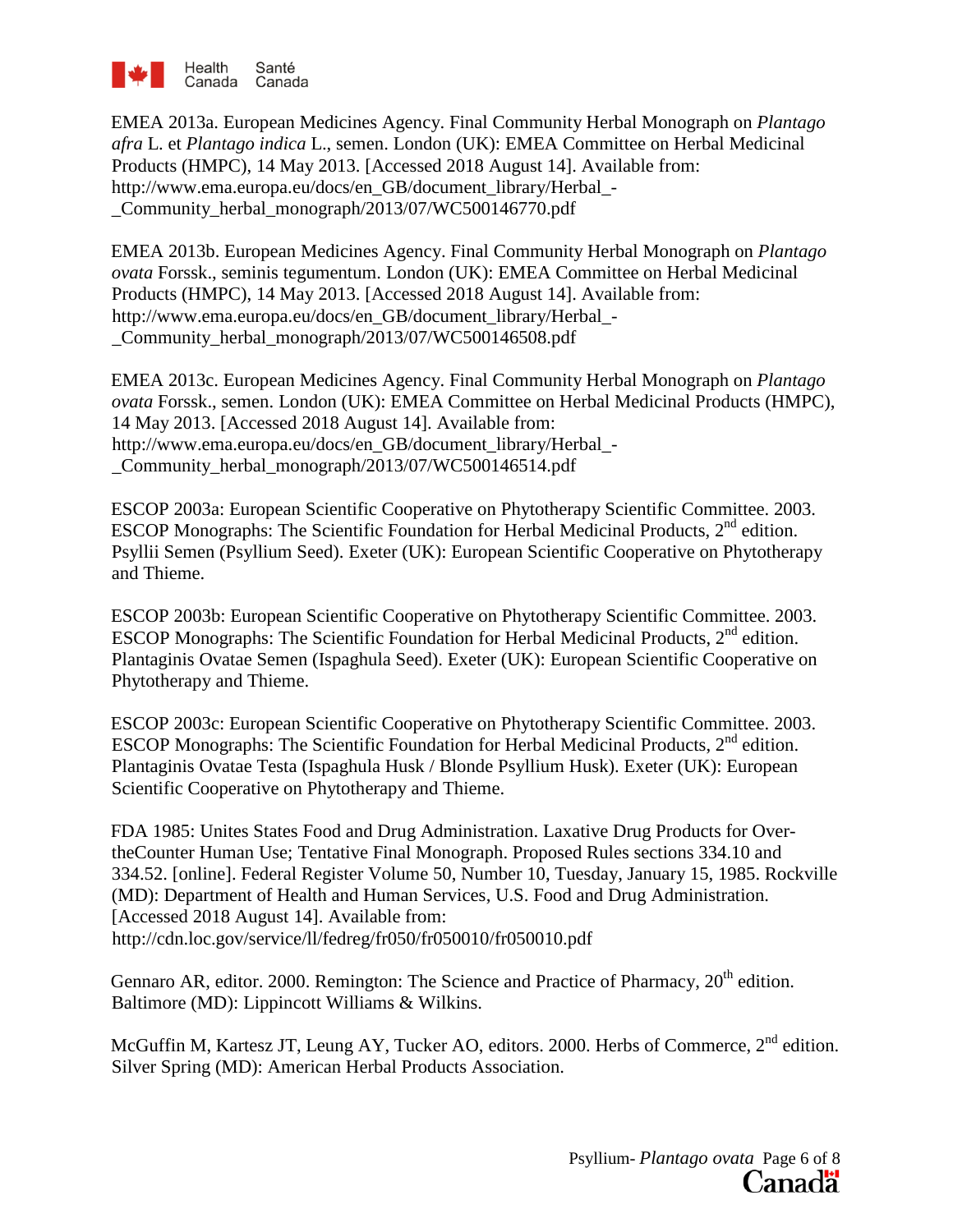EMEA 2013a. European Medicines Agency. Final Community Herbal Monograph on *Plantago afra* L. et *Plantago indica* L., semen. London (UK): EMEA Committee on Herbal Medicinal Products (HMPC), 14 May 2013. [Accessed 2018 August 14]. Available from: http://www.ema.europa.eu/docs/en_GB/document_library/Herbal_-_Community_herbal_monograph/2013/07/WC500146770.pdf

EMEA 2013b. European Medicines Agency. Final Community Herbal Monograph on *Plantago ovata* Forssk., seminis tegumentum. London (UK): EMEA Committee on Herbal Medicinal Products (HMPC), 14 May 2013. [Accessed 2018 August 14]. Available from: http://www.ema.europa.eu/docs/en_GB/document_library/Herbal_-_Community_herbal_monograph/2013/07/WC500146508.pdf

EMEA 2013c. European Medicines Agency. Final Community Herbal Monograph on *Plantago ovata* Forssk., semen. London (UK): EMEA Committee on Herbal Medicinal Products (HMPC), 14 May 2013. [Accessed 2018 August 14]. Available from: http://www.ema.europa.eu/docs/en_GB/document_library/Herbal_-_Community_herbal_monograph/2013/07/WC500146514.pdf

ESCOP 2003a: European Scientific Cooperative on Phytotherapy Scientific Committee. 2003. ESCOP Monographs: The Scientific Foundation for Herbal Medicinal Products, 2nd edition. Psyllii Semen (Psyllium Seed). Exeter (UK): European Scientific Cooperative on Phytotherapy and Thieme.

ESCOP 2003b: European Scientific Cooperative on Phytotherapy Scientific Committee. 2003. ESCOP Monographs: The Scientific Foundation for Herbal Medicinal Products, 2nd edition. Plantaginis Ovatae Semen (Ispaghula Seed). Exeter (UK): European Scientific Cooperative on Phytotherapy and Thieme.

ESCOP 2003c: European Scientific Cooperative on Phytotherapy Scientific Committee. 2003. ESCOP Monographs: The Scientific Foundation for Herbal Medicinal Products, 2nd edition. Plantaginis Ovatae Testa (Ispaghula Husk / Blonde Psyllium Husk). Exeter (UK): European Scientific Cooperative on Phytotherapy and Thieme.

FDA 1985: Unites States Food and Drug Administration. Laxative Drug Products for Over-theCounter Human Use; Tentative Final Monograph. Proposed Rules sections 334.10 and 334.52. [online]. Federal Register Volume 50, Number 10, Tuesday, January 15, 1985. Rockville (MD): Department of Health and Human Services, U.S. Food and Drug Administration. [Accessed 2018 August 14]. Available from: http://cdn.loc.gov/service/ll/fedreg/fr050/fr050010/fr050010.pdf

Gennaro AR, editor. 2000. Remington: The Science and Practice of Pharmacy, 20th edition. Baltimore (MD): Lippincott Williams & Wilkins.

McGuffin M, Kartesz JT, Leung AY, Tucker AO, editors. 2000. Herbs of Commerce, 2nd edition. Silver Spring (MD): American Herbal Products Association.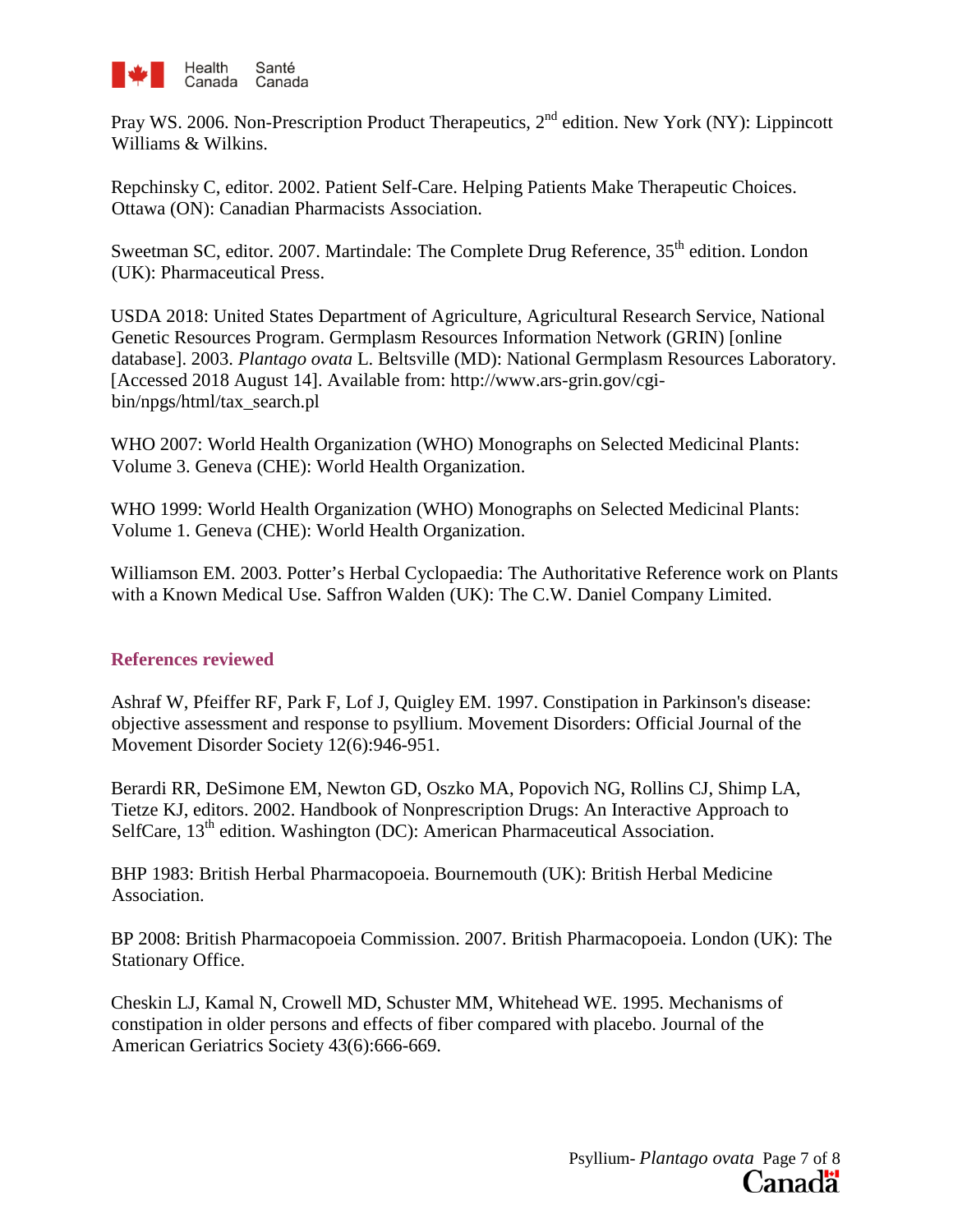Pray WS. 2006. Non-Prescription Product Therapeutics, 2nd edition. New York (NY): Lippincott Williams & Wilkins.

Repchinsky C, editor. 2002. Patient Self-Care. Helping Patients Make Therapeutic Choices. Ottawa (ON): Canadian Pharmacists Association.

Sweetman SC, editor. 2007. Martindale: The Complete Drug Reference, 35th edition. London (UK): Pharmaceutical Press.

USDA 2018: United States Department of Agriculture, Agricultural Research Service, National Genetic Resources Program. Germplasm Resources Information Network (GRIN) [online database]. 2003. *Plantago ovata* L. Beltsville (MD): National Germplasm Resources Laboratory. [Accessed 2018 August 14]. Available from: http://www.ars-grin.gov/cgi-bin/npgs/html/tax_search.pl

WHO 2007: World Health Organization (WHO) Monographs on Selected Medicinal Plants: Volume 3. Geneva (CHE): World Health Organization.

WHO 1999: World Health Organization (WHO) Monographs on Selected Medicinal Plants: Volume 1. Geneva (CHE): World Health Organization.

Williamson EM. 2003. Potter's Herbal Cyclopaedia: The Authoritative Reference work on Plants with a Known Medical Use. Saffron Walden (UK): The C.W. Daniel Company Limited.

### References reviewed

Ashraf W, Pfeiffer RF, Park F, Lof J, Quigley EM. 1997. Constipation in Parkinson's disease: objective assessment and response to psyllium. Movement Disorders: Official Journal of the Movement Disorder Society 12(6):946-951.

Berardi RR, DeSimone EM, Newton GD, Oszko MA, Popovich NG, Rollins CJ, Shimp LA, Tietze KJ, editors. 2002. Handbook of Nonprescription Drugs: An Interactive Approach to SelfCare, 13th edition. Washington (DC): American Pharmaceutical Association.

BHP 1983: British Herbal Pharmacopoeia. Bournemouth (UK): British Herbal Medicine Association.

BP 2008: British Pharmacopoeia Commission. 2007. British Pharmacopoeia. London (UK): The Stationary Office.

Cheskin LJ, Kamal N, Crowell MD, Schuster MM, Whitehead WE. 1995. Mechanisms of constipation in older persons and effects of fiber compared with placebo. Journal of the American Geriatrics Society 43(6):666-669.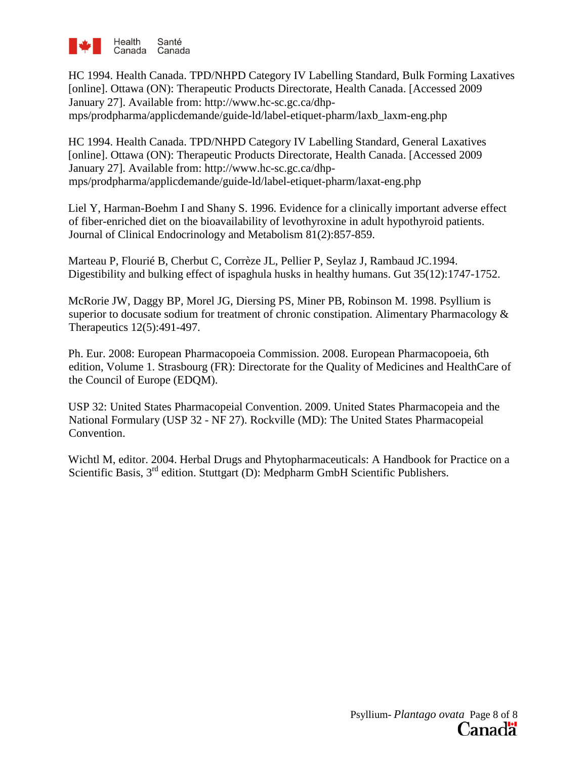HC 1994. Health Canada. TPD/NHPD Category IV Labelling Standard, Bulk Forming Laxatives [online]. Ottawa (ON): Therapeutic Products Directorate, Health Canada. [Accessed 2009 January 27]. Available from: http://www.hc-sc.gc.ca/dhp-mps/prodpharma/applicdemande/guide-ld/label-etiquet-pharm/laxb_laxm-eng.php

HC 1994. Health Canada. TPD/NHPD Category IV Labelling Standard, General Laxatives [online]. Ottawa (ON): Therapeutic Products Directorate, Health Canada. [Accessed 2009 January 27]. Available from: http://www.hc-sc.gc.ca/dhp-mps/prodpharma/applicdemande/guide-ld/label-etiquet-pharm/laxat-eng.php

Liel Y, Harman-Boehm I and Shany S. 1996. Evidence for a clinically important adverse effect of fiber-enriched diet on the bioavailability of levothyroxine in adult hypothyroid patients. Journal of Clinical Endocrinology and Metabolism 81(2):857-859.

Marteau P, Flourié B, Cherbut C, Corrèze JL, Pellier P, Seylaz J, Rambaud JC.1994. Digestibility and bulking effect of ispaghula husks in healthy humans. Gut 35(12):1747-1752.

McRorie JW, Daggy BP, Morel JG, Diersing PS, Miner PB, Robinson M. 1998. Psyllium is superior to docusate sodium for treatment of chronic constipation. Alimentary Pharmacology & Therapeutics 12(5):491-497.

Ph. Eur. 2008: European Pharmacopoeia Commission. 2008. European Pharmacopoeia, 6th edition, Volume 1. Strasbourg (FR): Directorate for the Quality of Medicines and HealthCare of the Council of Europe (EDQM).

USP 32: United States Pharmacopeial Convention. 2009. United States Pharmacopeia and the National Formulary (USP 32 - NF 27). Rockville (MD): The United States Pharmacopeial Convention.

Wichtl M, editor. 2004. Herbal Drugs and Phytopharmaceuticals: A Handbook for Practice on a Scientific Basis, 3rd edition. Stuttgart (D): Medpharm GmbH Scientific Publishers.